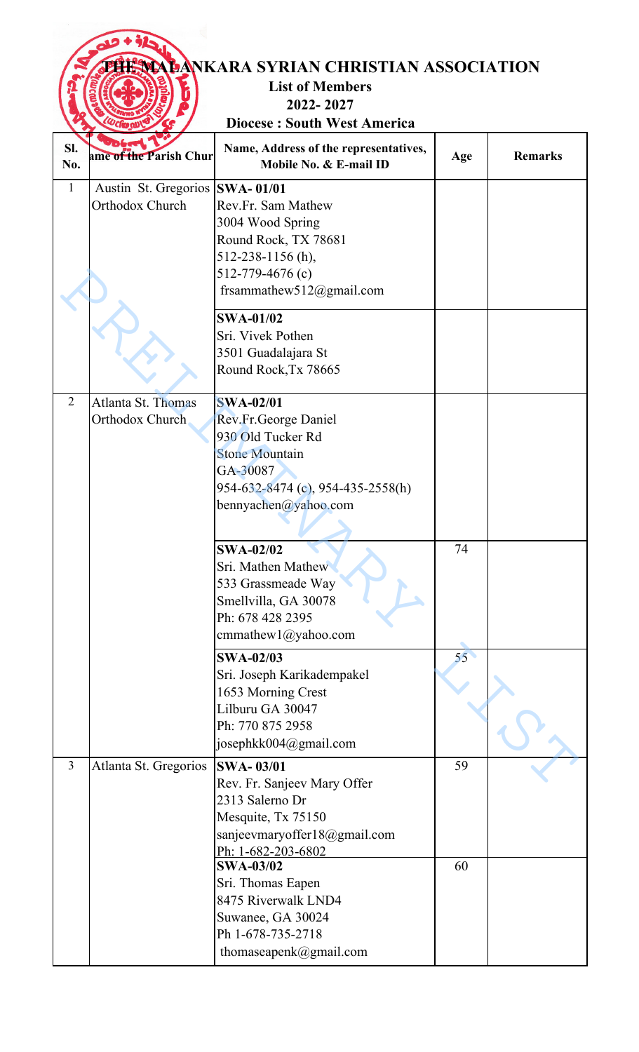# THE MALANKARA SYRIAN CHRISTIAN ASSOCIATION

**List of Members**

**2022- 2027**

**Diocese : South West America**

| Sl. No. | Name of the Parish Church | Name, Address of the representatives, Mobile No. & E-mail ID | Age | Remarks |
|---|---|---|---|---|
| 1 | Austin St. Gregorios Orthodox Church | **SWA- 01/01** Rev.Fr. Sam Mathew 3004 Wood Spring Round Rock, TX 78681 512-238-1156 (h), 512-779-4676 (c) frsammathew512@gmail.com | | |
| | | **SWA-01/02** Sri. Vivek Pothen 3501 Guadalajara St Round Rock,Tx 78665 | | |
| 2 | Atlanta St. Thomas Orthodox Church | **SWA-02/01** Rev.Fr.George Daniel 930 Old Tucker Rd Stone Mountain GA-30087 954-632-8474 (c), 954-435-2558(h) bennyachen@yahoo.com | | |
| | | **SWA-02/02** Sri. Mathen Mathew 533 Grassmeade Way Smellvilla, GA 30078 Ph: 678 428 2395 cmmathew1@yahoo.com | 74 | |
| | | **SWA-02/03** Sri. Joseph Karikadempakel 1653 Morning Crest Lilburu GA 30047 Ph: 770 875 2958 josephkk004@gmail.com | 55 | |
| 3 | Atlanta St. Gregorios | **SWA- 03/01** Rev. Fr. Sanjeev Mary Offer 2313 Salerno Dr Mesquite, Tx 75150 sanjeevmaryoffer18@gmail.com Ph: 1-682-203-6802 | 59 | |
| | | **SWA-03/02** Sri. Thomas Eapen 8475 Riverwalk LND4 Suwanee, GA 30024 Ph 1-678-735-2718 thomaseapenk@gmail.com | 60 | |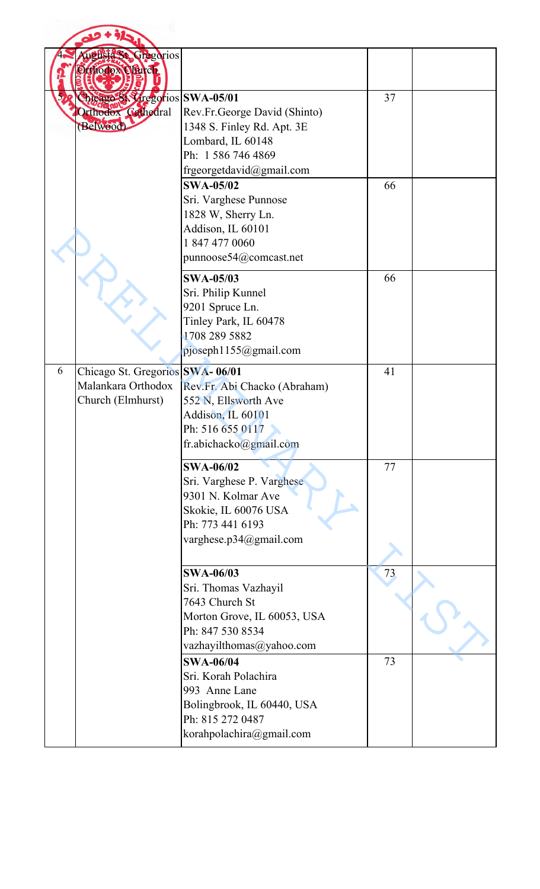| | | | | |
|---|---|---|---|---|
| 4 | Augusta St. Gregorios Orthodox Church | | | |
| 5 | Chicago St. Gregorios Orthodox Cathedral (Belwood) | **SWA-05/01**<br>Rev.Fr.George David (Shinto)<br>1348 S. Finley Rd. Apt. 3E<br>Lombard, IL 60148<br>Ph: 1 586 746 4869<br>frgeorgetdavid@gmail.com | 37 | |
| | | **SWA-05/02**<br>Sri. Varghese Punnose<br>1828 W, Sherry Ln.<br>Addison, IL 60101<br>1 847 477 0060<br>punnoose54@comcast.net | 66 | |
| | | **SWA-05/03**<br>Sri. Philip Kunnel<br>9201 Spruce Ln.<br>Tinley Park, IL 60478<br>1708 289 5882<br>pjoseph1155@gmail.com | 66 | |
| 6 | Chicago St. Gregorios Malankara Orthodox Church (Elmhurst) | **SWA- 06/01**<br>Rev.Fr. Abi Chacko (Abraham)<br>552 N, Ellsworth Ave<br>Addison, IL 60101<br>Ph: 516 655 0117<br>fr.abichacko@gmail.com | 41 | |
| | | **SWA-06/02**<br>Sri. Varghese P. Varghese<br>9301 N. Kolmar Ave<br>Skokie, IL 60076 USA<br>Ph: 773 441 6193<br>varghese.p34@gmail.com | 77 | |
| | | **SWA-06/03**<br>Sri. Thomas Vazhayil<br>7643 Church St<br>Morton Grove, IL 60053, USA<br>Ph: 847 530 8534<br>vazhayilthomas@yahoo.com | 73 | |
| | | **SWA-06/04**<br>Sri. Korah Polachira<br>993 Anne Lane<br>Bolingbrook, IL 60440, USA<br>Ph: 815 272 0487<br>korahpolachira@gmail.com | 73 | |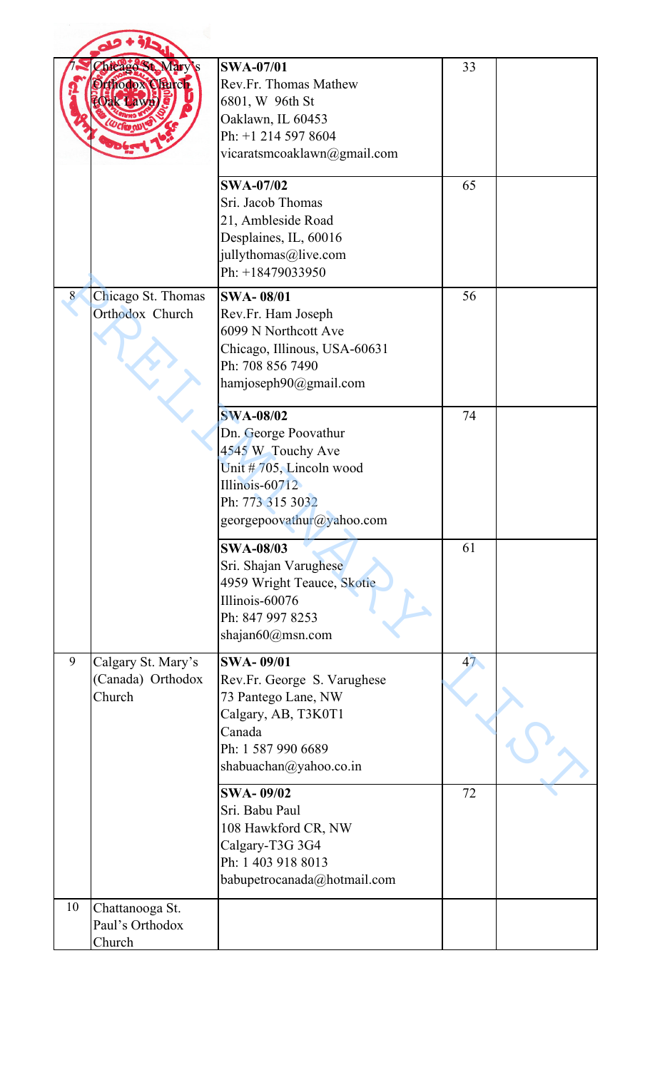| | | | | |
|---|---|---|---|---|
| 7 | Chicago St. Mary's Orthodox Church (Oak Lawn) | **SWA-07/01**<br>Rev.Fr. Thomas Mathew<br>6801, W 96th St<br>Oaklawn, IL 60453<br>Ph: +1 214 597 8604<br>vicaratsmcoaklawn@gmail.com | 33 | |
| | | **SWA-07/02**<br>Sri. Jacob Thomas<br>21, Ambleside Road<br>Desplaines, IL, 60016<br>jullythomas@live.com<br>Ph: +18479033950 | 65 | |
| 8 | Chicago St. Thomas Orthodox Church | **SWA- 08/01**<br>Rev.Fr. Ham Joseph<br>6099 N Northcott Ave<br>Chicago, Illinous, USA-60631<br>Ph: 708 856 7490<br>hamjoseph90@gmail.com | 56 | |
| | | **SWA-08/02**<br>Dn. George Poovathur<br>4545 W Touchy Ave<br>Unit # 705, Lincoln wood<br>Illinois-60712<br>Ph: 773 315 3032<br>georgepoovathur@yahoo.com | 74 | |
| | | **SWA-08/03**<br>Sri. Shajan Varughese<br>4959 Wright Teauce, Skotie<br>Illinois-60076<br>Ph: 847 997 8253<br>shajan60@msn.com | 61 | |
| 9 | Calgary St. Mary's (Canada) Orthodox Church | **SWA- 09/01**<br>Rev.Fr. George S. Varughese<br>73 Pantego Lane, NW<br>Calgary, AB, T3K0T1<br>Canada<br>Ph: 1 587 990 6689<br>shabuachan@yahoo.co.in | 47 | |
| | | **SWA- 09/02**<br>Sri. Babu Paul<br>108 Hawkford CR, NW<br>Calgary-T3G 3G4<br>Ph: 1 403 918 8013<br>babupetrocanada@hotmail.com | 72 | |
| 10 | Chattanooga St. Paul's Orthodox Church | | | |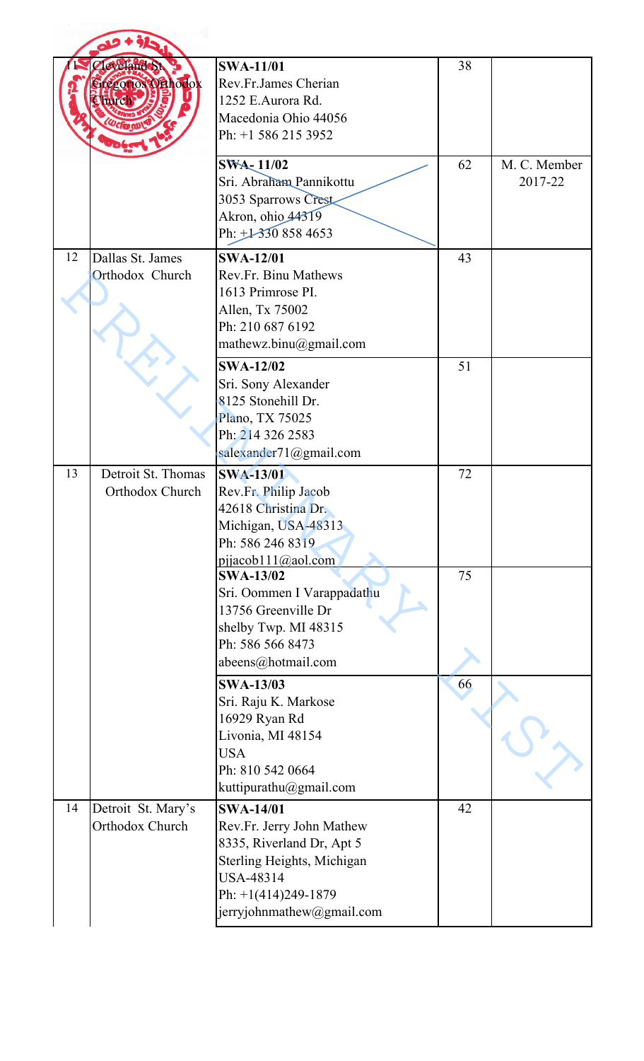| 11 | Cleveland St. Gregorios Orthodox Church | **SWA-11/01**<br>Rev.Fr.James Cherian<br>1252 E.Aurora Rd.<br>Macedonia Ohio 44056<br>Ph: +1 586 215 3952 | 38 | |
|---|---|---|---|---|
| | | **SWA- 11/02**<br>Sri. Abraham Pannikottu<br>3053 Sparrows Crest<br>Akron, ohio 44319<br>Ph: +1 330 858 4653 | 62 | M. C. Member 2017-22 |
| 12 | Dallas St. James Orthodox Church | **SWA-12/01**<br>Rev.Fr. Binu Mathews<br>1613 Primrose PI.<br>Allen, Tx 75002<br>Ph: 210 687 6192<br>mathewz.binu@gmail.com | 43 | |
| | | **SWA-12/02**<br>Sri. Sony Alexander<br>8125 Stonehill Dr.<br>Plano, TX 75025<br>Ph: 214 326 2583<br>salexander71@gmail.com | 51 | |
| 13 | Detroit St. Thomas Orthodox Church | **SWA-13/01**<br>Rev.Fr. Philip Jacob<br>42618 Christina Dr.<br>Michigan, USA-48313<br>Ph: 586 246 8319<br>pjjacob111@aol.com | 72 | |
| | | **SWA-13/02**<br>Sri. Oommen I Varappadathu<br>13756 Greenville Dr<br>shelby Twp. MI 48315<br>Ph: 586 566 8473<br>abeens@hotmail.com | 75 | |
| | | **SWA-13/03**<br>Sri. Raju K. Markose<br>16929 Ryan Rd<br>Livonia, MI 48154<br>USA<br>Ph: 810 542 0664<br>kuttipurathu@gmail.com | 66 | |
| 14 | Detroit St. Mary's Orthodox Church | **SWA-14/01**<br>Rev.Fr. Jerry John Mathew<br>8335, Riverland Dr, Apt 5<br>Sterling Heights, Michigan<br>USA-48314<br>Ph: +1(414)249-1879<br>jerryjohnmathew@gmail.com | 42 | |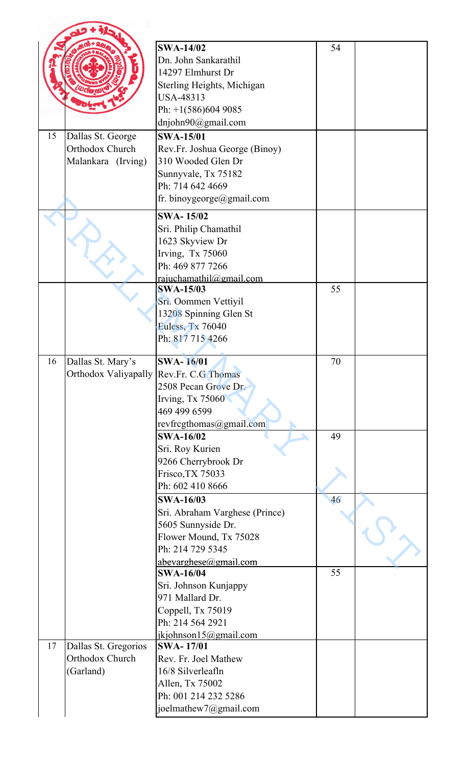| | | | | |
|---|---|---|---|---|
| | | **SWA-14/02**<br>Dn. John Sankarathil<br>14297 Elmhurst Dr<br>Sterling Heights, Michigan<br>USA-48313<br>Ph: +1(586)604 9085<br>dnjohn90@gmail.com | 54 | |
| 15 | Dallas St. George Orthodox Church Malankara (Irving) | **SWA-15/01**<br>Rev.Fr. Joshua George (Binoy)<br>310 Wooded Glen Dr<br>Sunnyvale, Tx 75182<br>Ph: 714 642 4669<br>fr. binoygeorge@gmail.com | | |
| | | **SWA- 15/02**<br>Sri. Philip Chamathil<br>1623 Skyview Dr<br>Irving, Tx 75060<br>Ph: 469 877 7266<br>rajuchamathil@gmail.com | | |
| | | **SWA-15/03**<br>Sri. Oommen Vettiyil<br>13208 Spinning Glen St<br>Euless, Tx 76040<br>Ph: 817 715 4266 | 55 | |
| 16 | Dallas St. Mary's Orthodox Valiyapally | **SWA- 16/01**<br>Rev.Fr. C.G Thomas<br>2508 Pecan Grove Dr.<br>Irving, Tx 75060<br>469 499 6599<br>revfrcgthomas@gmail.com | 70 | |
| | | **SWA-16/02**<br>Sri. Roy Kurien<br>9266 Cherrybrook Dr<br>Frisco,TX 75033<br>Ph: 602 410 8666 | 49 | |
| | | **SWA-16/03**<br>Sri. Abraham Varghese (Prince)<br>5605 Sunnyside Dr.<br>Flower Mound, Tx 75028<br>Ph: 214 729 5345<br>abevarghese@gmail.com | 46 | |
| | | **SWA-16/04**<br>Sri. Johnson Kunjappy<br>971 Mallard Dr.<br>Coppell, Tx 75019<br>Ph: 214 564 2921<br>jkjohnson15@gmail.com | 55 | |
| 17 | Dallas St. Gregorios Orthodox Church (Garland) | **SWA- 17/01**<br>Rev. Fr. Joel Mathew<br>16/8 Silverleafln<br>Allen, Tx 75002<br>Ph: 001 214 232 5286<br>joelmathew7@gmail.com | | |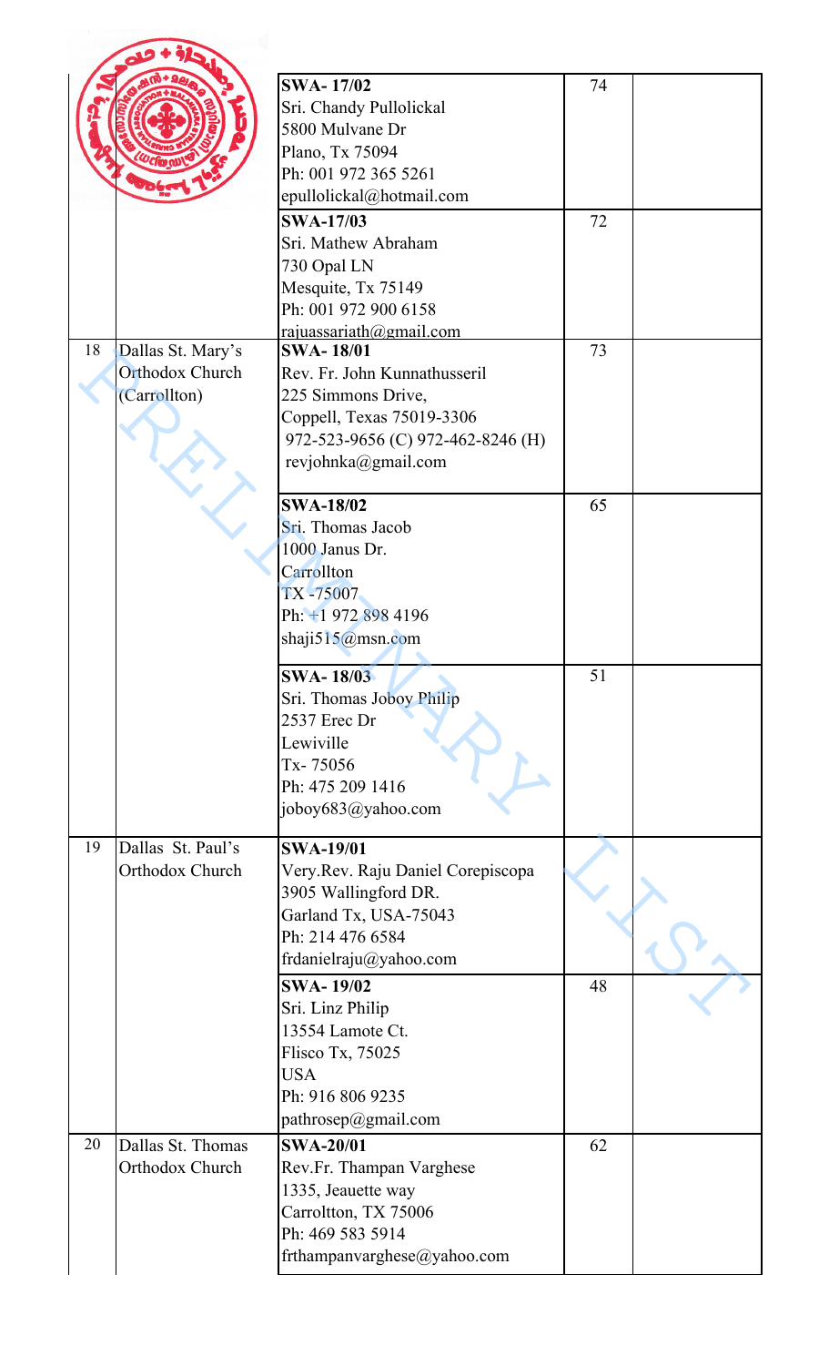| | | | | |
|---|---|---|---|---|
| | | **SWA- 17/02**<br>Sri. Chandy Pullolickal<br>5800 Mulvane Dr<br>Plano, Tx 75094<br>Ph: 001 972 365 5261<br>epullolickal@hotmail.com | 74 | |
| | | **SWA-17/03**<br>Sri. Mathew Abraham<br>730 Opal LN<br>Mesquite, Tx 75149<br>Ph: 001 972 900 6158<br>rajuassariath@gmail.com | 72 | |
| 18 | Dallas St. Mary's Orthodox Church (Carrollton) | **SWA- 18/01**<br>Rev. Fr. John Kunnathusseril<br>225 Simmons Drive,<br>Coppell, Texas 75019-3306<br>972-523-9656 (C) 972-462-8246 (H)<br>revjohnka@gmail.com | 73 | |
| | | **SWA-18/02**<br>Sri. Thomas Jacob<br>1000 Janus Dr.<br>Carrollton<br>TX -75007<br>Ph: +1 972 898 4196<br>shaji515@msn.com | 65 | |
| | | **SWA- 18/03**<br>Sri. Thomas Joboy Philip<br>2537 Erec Dr<br>Lewiville<br>Tx- 75056<br>Ph: 475 209 1416<br>joboy683@yahoo.com | 51 | |
| 19 | Dallas St. Paul's Orthodox Church | **SWA-19/01**<br>Very.Rev. Raju Daniel Corepiscopa<br>3905 Wallingford DR.<br>Garland Tx, USA-75043<br>Ph: 214 476 6584<br>frdanielraju@yahoo.com | | |
| | | **SWA- 19/02**<br>Sri. Linz Philip<br>13554 Lamote Ct.<br>Flisco Tx, 75025<br>USA<br>Ph: 916 806 9235<br>pathrosep@gmail.com | 48 | |
| 20 | Dallas St. Thomas Orthodox Church | **SWA-20/01**<br>Rev.Fr. Thampan Varghese<br>1335, Jeauette way<br>Carroltton, TX 75006<br>Ph: 469 583 5914<br>frthampanvarghese@yahoo.com | 62 | |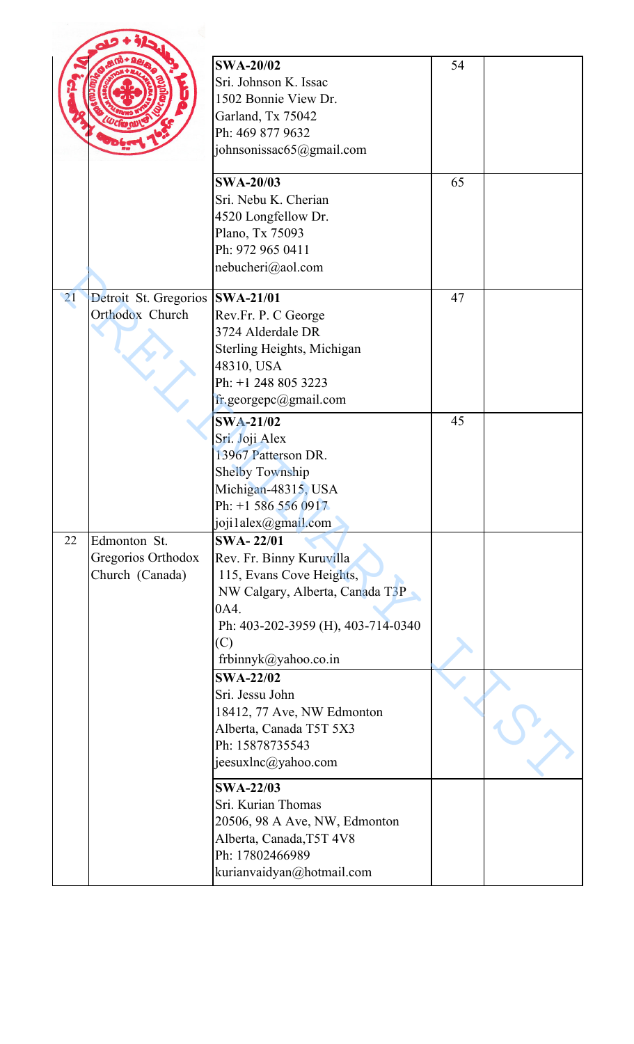| | | | | |
|---|---|---|---|---|
| | | **SWA-20/02**<br>Sri. Johnson K. Issac<br>1502 Bonnie View Dr.<br>Garland, Tx 75042<br>Ph: 469 877 9632<br>johnsonissac65@gmail.com | 54 | |
| | | **SWA-20/03**<br>Sri. Nebu K. Cherian<br>4520 Longfellow Dr.<br>Plano, Tx 75093<br>Ph: 972 965 0411<br>nebucheri@aol.com | 65 | |
| 21 | Detroit St. Gregorios Orthodox Church | **SWA-21/01**<br>Rev.Fr. P. C George<br>3724 Alderdale DR<br>Sterling Heights, Michigan<br>48310, USA<br>Ph: +1 248 805 3223<br>fr.georgepc@gmail.com | 47 | |
| | | **SWA-21/02**<br>Sri. Joji Alex<br>13967 Patterson DR.<br>Shelby Township<br>Michigan-48315, USA<br>Ph: +1 586 556 0917<br>joji1alex@gmail.com | 45 | |
| 22 | Edmonton St. Gregorios Orthodox Church (Canada) | **SWA- 22/01**<br>Rev. Fr. Binny Kuruvilla<br>115, Evans Cove Heights,<br>NW Calgary, Alberta, Canada T3P 0A4.<br>Ph: 403-202-3959 (H), 403-714-0340 (C)<br>frbinnyk@yahoo.co.in | | |
| | | **SWA-22/02**<br>Sri. Jessu John<br>18412, 77 Ave, NW Edmonton<br>Alberta, Canada T5T 5X3<br>Ph: 15878735543<br>jeesuxlnc@yahoo.com | | |
| | | **SWA-22/03**<br>Sri. Kurian Thomas<br>20506, 98 A Ave, NW, Edmonton<br>Alberta, Canada,T5T 4V8<br>Ph: 17802466989<br>kurianvaidyan@hotmail.com | | |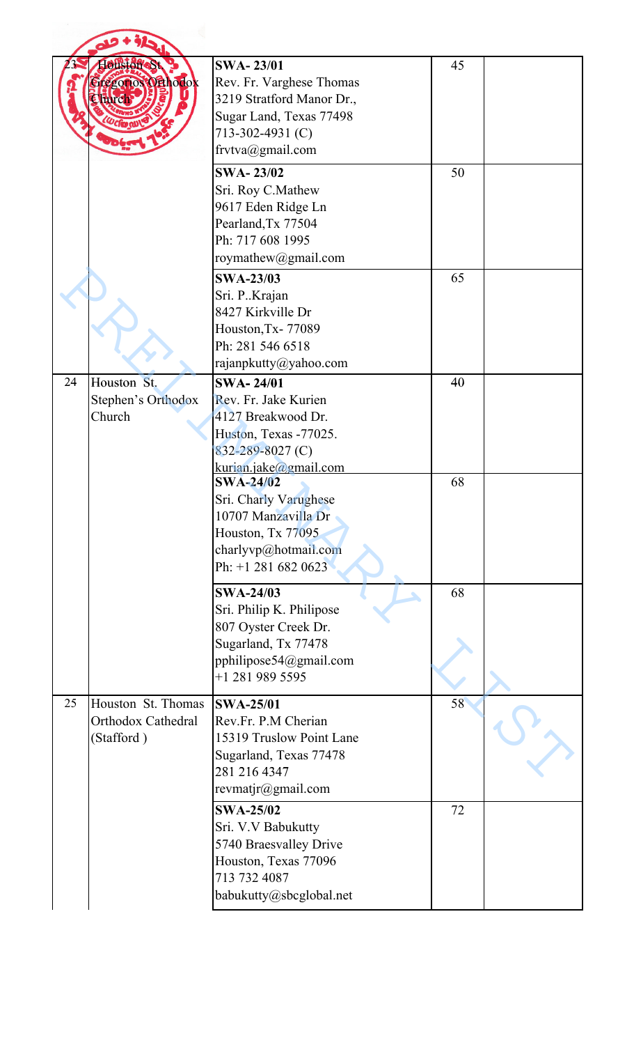| 23 | Houston St. Gregorios Orthodox Church | **SWA- 23/01**<br>Rev. Fr. Varghese Thomas<br>3219 Stratford Manor Dr.,<br>Sugar Land, Texas 77498<br>713-302-4931 (C)<br>frvtva@gmail.com | 45 | |
|---|---|---|---|---|
| | | **SWA- 23/02**<br>Sri. Roy C.Mathew<br>9617 Eden Ridge Ln<br>Pearland,Tx 77504<br>Ph: 717 608 1995<br>roymathew@gmail.com | 50 | |
| | | **SWA-23/03**<br>Sri. P..Krajan<br>8427 Kirkville Dr<br>Houston,Tx- 77089<br>Ph: 281 546 6518<br>rajanpkutty@yahoo.com | 65 | |
| 24 | Houston St. Stephen's Orthodox Church | **SWA- 24/01**<br>Rev. Fr. Jake Kurien<br>4127 Breakwood Dr.<br>Huston, Texas -77025.<br>832-289-8027 (C)<br>kurian.jake@gmail.com | 40 | |
| | | **SWA-24/02**<br>Sri. Charly Varughese<br>10707 Manzavilla Dr<br>Houston, Tx 77095<br>charlyvp@hotmail.com<br>Ph: +1 281 682 0623 | 68 | |
| | | **SWA-24/03**<br>Sri. Philip K. Philipose<br>807 Oyster Creek Dr.<br>Sugarland, Tx 77478<br>pphilipose54@gmail.com<br>+1 281 989 5595 | 68 | |
| 25 | Houston St. Thomas Orthodox Cathedral (Stafford ) | **SWA-25/01**<br>Rev.Fr. P.M Cherian<br>15319 Truslow Point Lane<br>Sugarland, Texas 77478<br>281 216 4347<br>revmatjr@gmail.com | 58 | |
| | | **SWA-25/02**<br>Sri. V.V Babukutty<br>5740 Braesvalley Drive<br>Houston, Texas 77096<br>713 732 4087<br>babukutty@sbcglobal.net | 72 | |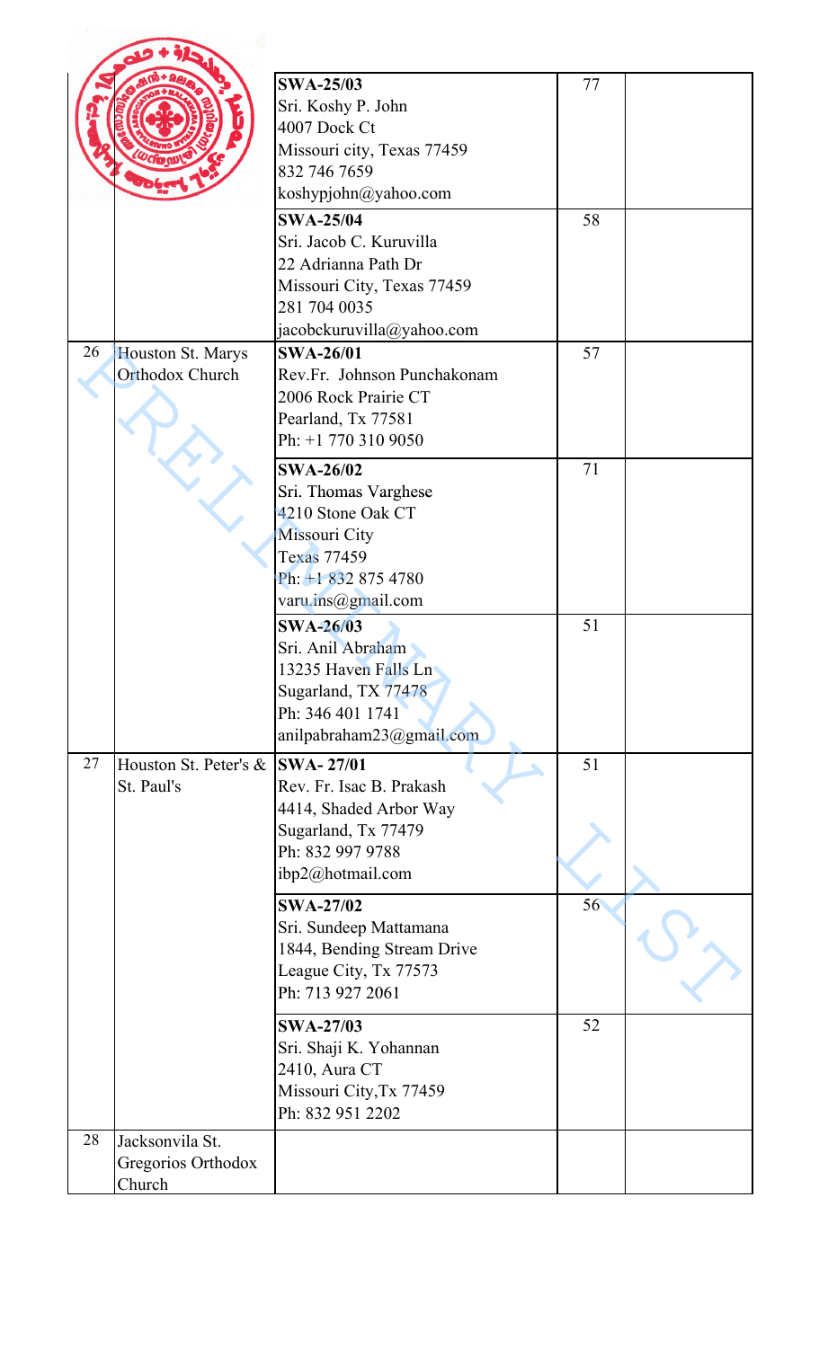| | | | | |
|---|---|---|---|---|
| | | **SWA-25/03**<br>Sri. Koshy P. John<br>4007 Dock Ct<br>Missouri city, Texas 77459<br>832 746 7659<br>koshypjohn@yahoo.com | 77 | |
| | | **SWA-25/04**<br>Sri. Jacob C. Kuruvilla<br>22 Adrianna Path Dr<br>Missouri City, Texas 77459<br>281 704 0035<br>jacobckuruvilla@yahoo.com | 58 | |
| 26 | Houston St. Marys Orthodox Church | **SWA-26/01**<br>Rev.Fr. Johnson Punchakonam<br>2006 Rock Prairie CT<br>Pearland, Tx 77581<br>Ph: +1 770 310 9050 | 57 | |
| | | **SWA-26/02**<br>Sri. Thomas Varghese<br>4210 Stone Oak CT<br>Missouri City<br>Texas 77459<br>Ph: +1 832 875 4780<br>varu.ins@gmail.com | 71 | |
| | | **SWA-26/03**<br>Sri. Anil Abraham<br>13235 Haven Falls Ln<br>Sugarland, TX 77478<br>Ph: 346 401 1741<br>anilpabraham23@gmail.com | 51 | |
| 27 | Houston St. Peter's & St. Paul's | **SWA- 27/01**<br>Rev. Fr. Isac B. Prakash<br>4414, Shaded Arbor Way<br>Sugarland, Tx 77479<br>Ph: 832 997 9788<br>ibp2@hotmail.com | 51 | |
| | | **SWA-27/02**<br>Sri. Sundeep Mattamana<br>1844, Bending Stream Drive<br>League City, Tx 77573<br>Ph: 713 927 2061 | 56 | |
| | | **SWA-27/03**<br>Sri. Shaji K. Yohannan<br>2410, Aura CT<br>Missouri City,Tx 77459<br>Ph: 832 951 2202 | 52 | |
| 28 | Jacksonvila St. Gregorios Orthodox Church | | | |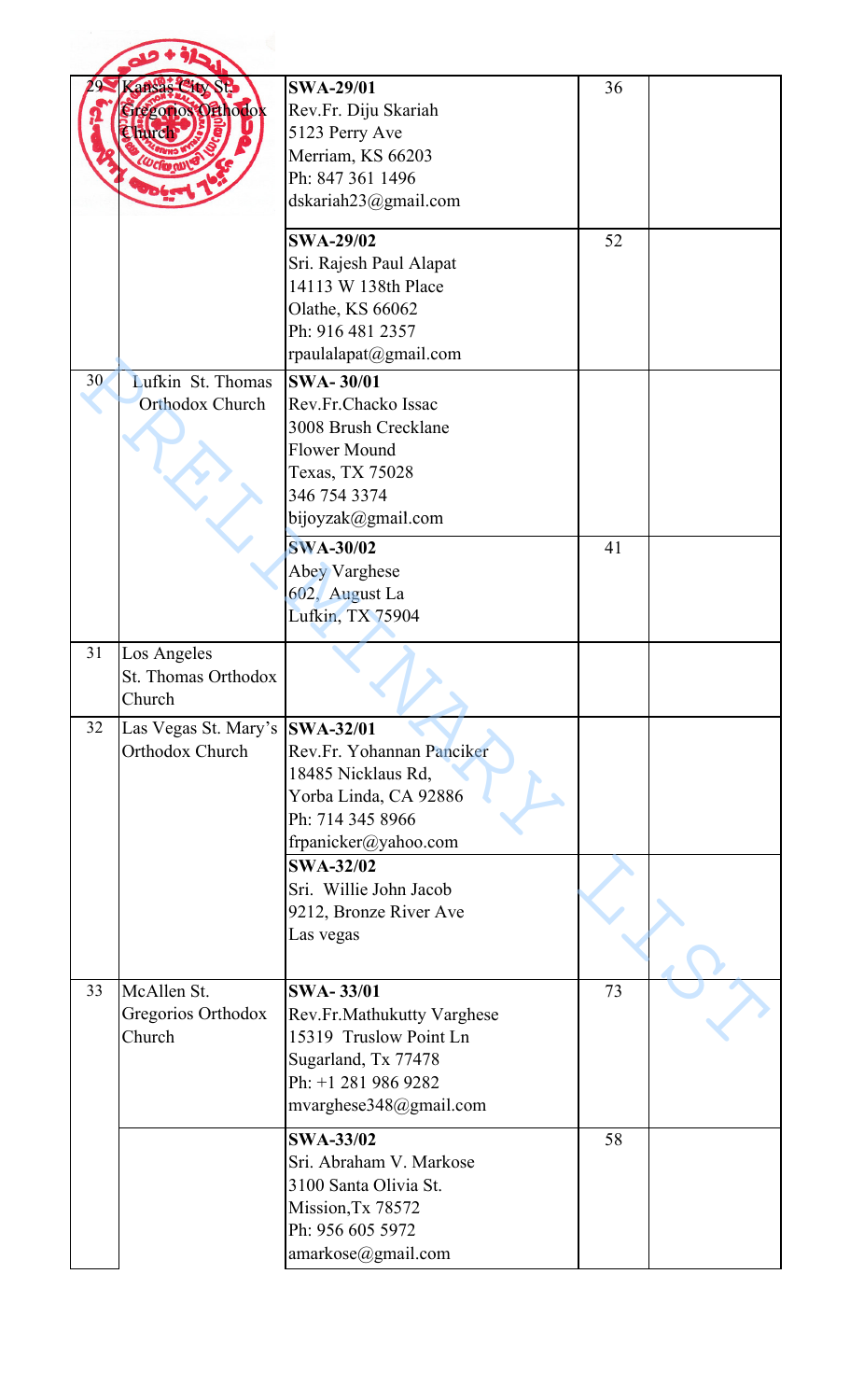| | | | | |
|---|---|---|---|---|
| 29 | Kansas City St. Gregorios Orthodox Church | **SWA-29/01**<br>Rev.Fr. Diju Skariah<br>5123 Perry Ave<br>Merriam, KS 66203<br>Ph: 847 361 1496<br>dskariah23@gmail.com | 36 | |
| | | **SWA-29/02**<br>Sri. Rajesh Paul Alapat<br>14113 W 138th Place<br>Olathe, KS 66062<br>Ph: 916 481 2357<br>rpaulalapat@gmail.com | 52 | |
| 30 | Lufkin St. Thomas Orthodox Church | **SWA- 30/01**<br>Rev.Fr.Chacko Issac<br>3008 Brush Crecklane<br>Flower Mound<br>Texas, TX 75028<br>346 754 3374<br>bijoyzak@gmail.com | | |
| | | **SWA-30/02**<br>Abey Varghese<br>602, August La<br>Lufkin, TX 75904 | 41 | |
| 31 | Los Angeles St. Thomas Orthodox Church | | | |
| 32 | Las Vegas St. Mary's Orthodox Church | **SWA-32/01**<br>Rev.Fr. Yohannan Panciker<br>18485 Nicklaus Rd,<br>Yorba Linda, CA 92886<br>Ph: 714 345 8966<br>frpanicker@yahoo.com | | |
| | | **SWA-32/02**<br>Sri. Willie John Jacob<br>9212, Bronze River Ave<br>Las vegas | | |
| 33 | McAllen St. Gregorios Orthodox Church | **SWA- 33/01**<br>Rev.Fr.Mathukutty Varghese<br>15319 Truslow Point Ln<br>Sugarland, Tx 77478<br>Ph: +1 281 986 9282<br>mvarghese348@gmail.com | 73 | |
| | | **SWA-33/02**<br>Sri. Abraham V. Markose<br>3100 Santa Olivia St.<br>Mission,Tx 78572<br>Ph: 956 605 5972<br>amarkose@gmail.com | 58 | |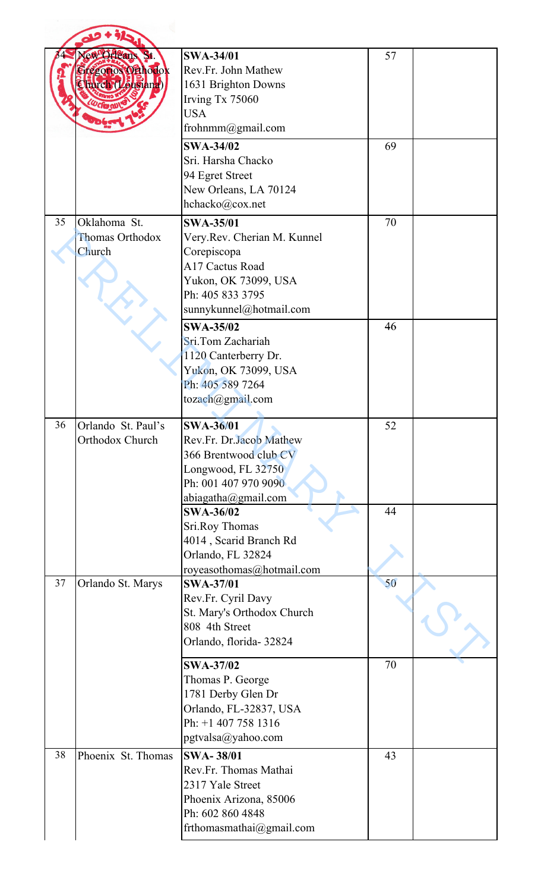| | | | | |
|---|---|---|---|---|
| 34 | New Orleans St. Gregorios Orthodox Church (Lousiana) | **SWA-34/01**<br>Rev.Fr. John Mathew<br>1631 Brighton Downs<br>Irving Tx 75060<br>USA<br>frohnmm@gmail.com | 57 | |
| | | **SWA-34/02**<br>Sri. Harsha Chacko<br>94 Egret Street<br>New Orleans, LA 70124<br>hchacko@cox.net | 69 | |
| 35 | Oklahoma St. Thomas Orthodox Church | **SWA-35/01**<br>Very.Rev. Cherian M. Kunnel Corepiscopa<br>A17 Cactus Road<br>Yukon, OK 73099, USA<br>Ph: 405 833 3795<br>sunnykunnel@hotmail.com | 70 | |
| | | **SWA-35/02**<br>Sri.Tom Zachariah<br>1120 Canterberry Dr.<br>Yukon, OK 73099, USA<br>Ph: 405 589 7264<br>tozach@gmail.com | 46 | |
| 36 | Orlando St. Paul's Orthodox Church | **SWA-36/01**<br>Rev.Fr. Dr.Jacob Mathew<br>366 Brentwood club CV<br>Longwood, FL 32750<br>Ph: 001 407 970 9090<br>abiagatha@gmail.com | 52 | |
| | | **SWA-36/02**<br>Sri.Roy Thomas<br>4014 , Scarid Branch Rd<br>Orlando, FL 32824<br>royeasothomas@hotmail.com | 44 | |
| 37 | Orlando St. Marys | **SWA-37/01**<br>Rev.Fr. Cyril Davy<br>St. Mary's Orthodox Church<br>808 4th Street<br>Orlando, florida- 32824 | 50 | |
| | | **SWA-37/02**<br>Thomas P. George<br>1781 Derby Glen Dr<br>Orlando, FL-32837, USA<br>Ph: +1 407 758 1316<br>pgtvalsa@yahoo.com | 70 | |
| 38 | Phoenix St. Thomas | **SWA- 38/01**<br>Rev.Fr. Thomas Mathai<br>2317 Yale Street<br>Phoenix Arizona, 85006<br>Ph: 602 860 4848<br>frthomasmathai@gmail.com | 43 | |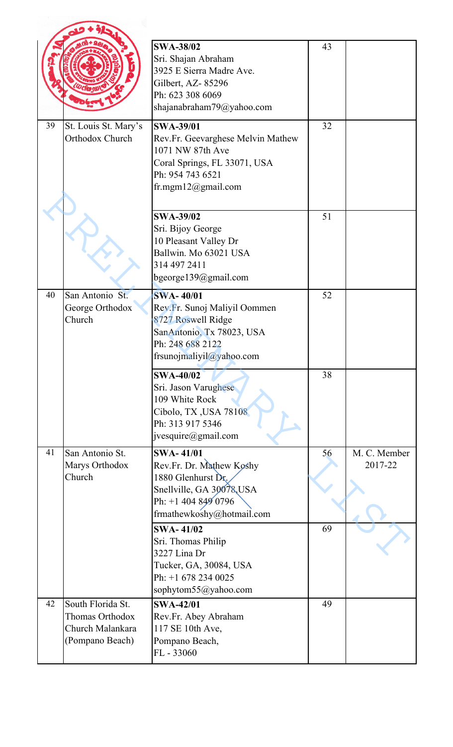| | | | | |
|---|---|---|---|---|
| | | **SWA-38/02**<br>Sri. Shajan Abraham<br>3925 E Sierra Madre Ave.<br>Gilbert, AZ- 85296<br>Ph: 623 308 6069<br>shajanabraham79@yahoo.com | 43 | |
| 39 | St. Louis St. Mary's Orthodox Church | **SWA-39/01**<br>Rev.Fr. Geevarghese Melvin Mathew<br>1071 NW 87th Ave<br>Coral Springs, FL 33071, USA<br>Ph: 954 743 6521<br>fr.mgm12@gmail.com | 32 | |
| | | **SWA-39/02**<br>Sri. Bijoy George<br>10 Pleasant Valley Dr<br>Ballwin. Mo 63021 USA<br>314 497 2411<br>bgeorge139@gmail.com | 51 | |
| 40 | San Antonio St. George Orthodox Church | **SWA- 40/01**<br>Rev.Fr. Sunoj Maliyil Oommen<br>8727 Roswell Ridge<br>SanAntonio, Tx 78023, USA<br>Ph: 248 688 2122<br>frsunojmaliyil@yahoo.com | 52 | |
| | | **SWA-40/02**<br>Sri. Jason Varughese<br>109 White Rock<br>Cibolo, TX ,USA 78108<br>Ph: 313 917 5346<br>jvesquire@gmail.com | 38 | |
| 41 | San Antonio St. Marys Orthodox Church | **SWA- 41/01**<br>Rev.Fr. Dr. Mathew Koshy<br>1880 Glenhurst Dr.<br>Snellville, GA 30078,USA<br>Ph: +1 404 849 0796<br>frmathewkoshy@hotmail.com | 56 | M. C. Member 2017-22 |
| | | **SWA- 41/02**<br>Sri. Thomas Philip<br>3227 Lina Dr<br>Tucker, GA, 30084, USA<br>Ph: +1 678 234 0025<br>sophytom55@yahoo.com | 69 | |
| 42 | South Florida St. Thomas Orthodox Church Malankara (Pompano Beach) | **SWA-42/01**<br>Rev.Fr. Abey Abraham<br>117 SE 10th Ave,<br>Pompano Beach,<br>FL - 33060 | 49 | |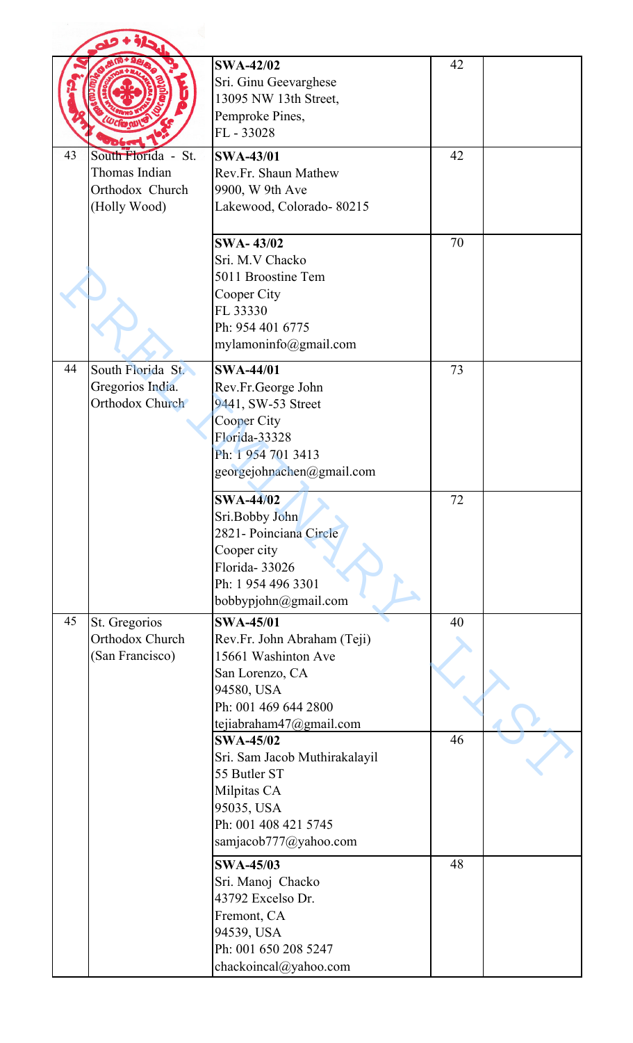| | | | | |
|---|---|---|---|---|
| | | **SWA-42/02**<br>Sri. Ginu Geevarghese<br>13095 NW 13th Street,<br>Pemproke Pines,<br>FL - 33028 | 42 | |
| 43 | South Florida - St. Thomas Indian Orthodox Church (Holly Wood) | **SWA-43/01**<br>Rev.Fr. Shaun Mathew<br>9900, W 9th Ave<br>Lakewood, Colorado- 80215 | 42 | |
| | | **SWA- 43/02**<br>Sri. M.V Chacko<br>5011 Broostine Tem<br>Cooper City<br>FL 33330<br>Ph: 954 401 6775<br>mylamoninfo@gmail.com | 70 | |
| 44 | South Florida St. Gregorios India. Orthodox Church | **SWA-44/01**<br>Rev.Fr.George John<br>9441, SW-53 Street<br>Cooper City<br>Florida-33328<br>Ph: 1 954 701 3413<br>georgejohnachen@gmail.com | 73 | |
| | | **SWA-44/02**<br>Sri.Bobby John<br>2821- Poinciana Circle<br>Cooper city<br>Florida- 33026<br>Ph: 1 954 496 3301<br>bobbypjohn@gmail.com | 72 | |
| 45 | St. Gregorios Orthodox Church (San Francisco) | **SWA-45/01**<br>Rev.Fr. John Abraham (Teji)<br>15661 Washinton Ave<br>San Lorenzo, CA<br>94580, USA<br>Ph: 001 469 644 2800<br>tejiabraham47@gmail.com | 40 | |
| | | **SWA-45/02**<br>Sri. Sam Jacob Muthirakalayil<br>55 Butler ST<br>Milpitas CA<br>95035, USA<br>Ph: 001 408 421 5745<br>samjacob777@yahoo.com | 46 | |
| | | **SWA-45/03**<br>Sri. Manoj Chacko<br>43792 Excelso Dr.<br>Fremont, CA<br>94539, USA<br>Ph: 001 650 208 5247<br>chackoincal@yahoo.com | 48 | |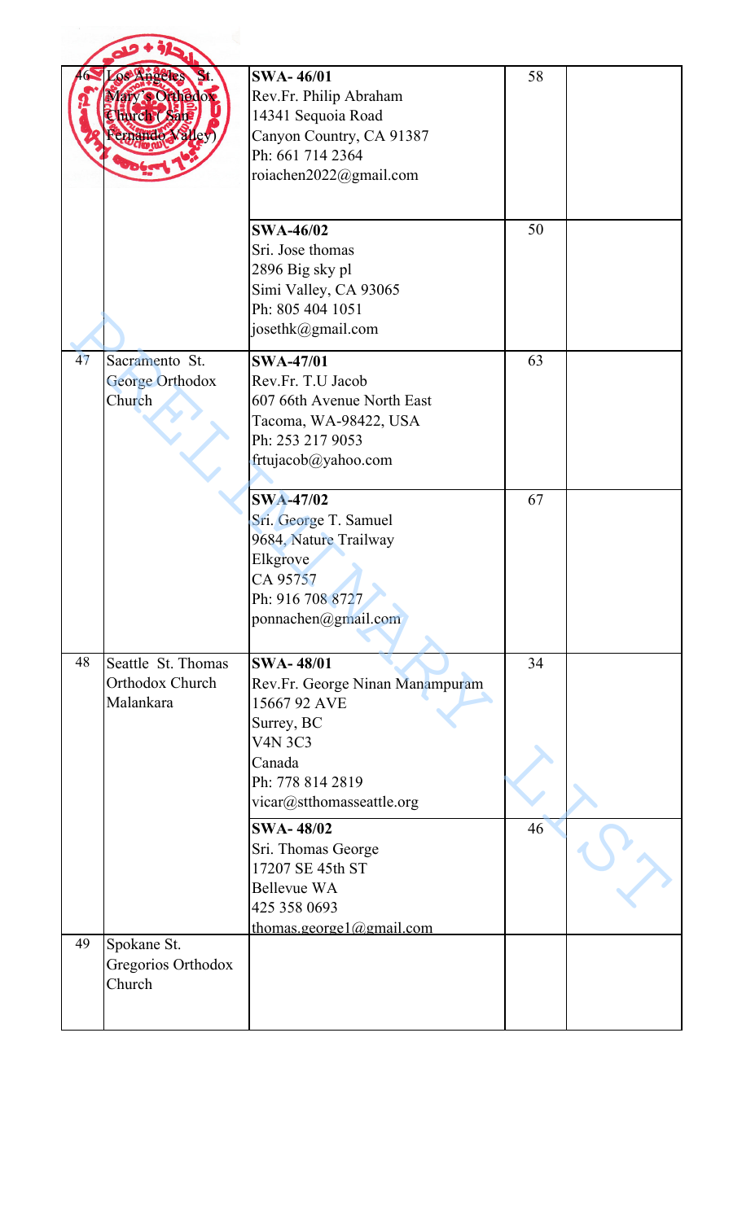| 46 | Los Angeles St. Mary's Orthodox Church (San Fernando Valley) | **SWA- 46/01**<br>Rev.Fr. Philip Abraham<br>14341 Sequoia Road<br>Canyon Country, CA 91387<br>Ph: 661 714 2364<br>roiachen2022@gmail.com | 58 | |
|---|---|---|---|---|
| | | **SWA-46/02**<br>Sri. Jose thomas<br>2896 Big sky pl<br>Simi Valley, CA 93065<br>Ph: 805 404 1051<br>josethk@gmail.com | 50 | |
| 47 | Sacramento St. George Orthodox Church | **SWA-47/01**<br>Rev.Fr. T.U Jacob<br>607 66th Avenue North East<br>Tacoma, WA-98422, USA<br>Ph: 253 217 9053<br>frtujacob@yahoo.com | 63 | |
| | | **SWA-47/02**<br>Sri. George T. Samuel<br>9684, Nature Trailway<br>Elkgrove<br>CA 95757<br>Ph: 916 708 8727<br>ponnachen@gmail.com | 67 | |
| 48 | Seattle St. Thomas Orthodox Church Malankara | **SWA- 48/01**<br>Rev.Fr. George Ninan Manampuram<br>15667 92 AVE<br>Surrey, BC<br>V4N 3C3<br>Canada<br>Ph: 778 814 2819<br>vicar@stthomasseattle.org | 34 | |
| | | **SWA- 48/02**<br>Sri. Thomas George<br>17207 SE 45th ST<br>Bellevue WA<br>425 358 0693<br>thomas.george1@gmail.com | 46 | |
| 49 | Spokane St. Gregorios Orthodox Church | | | |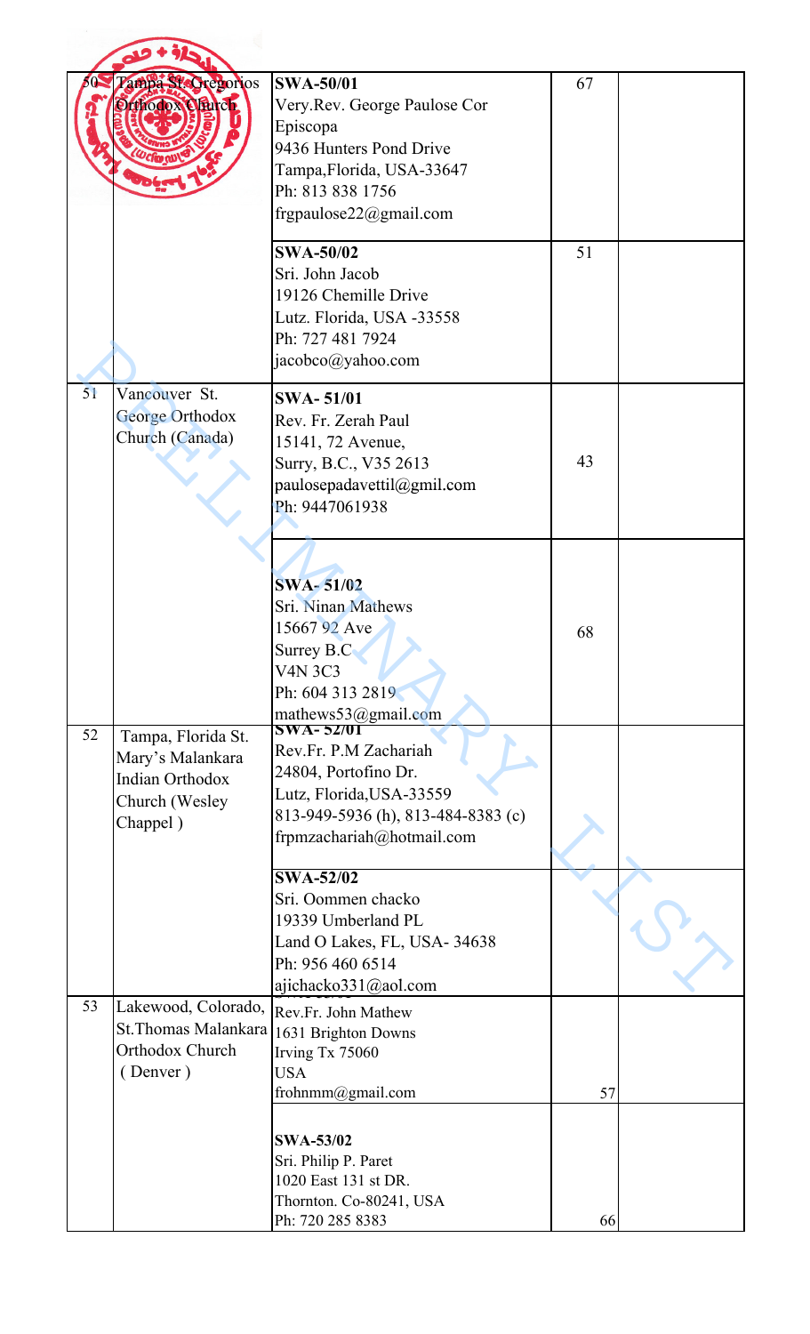| | | | | |
|---|---|---|---|---|
| 50 | Tampa St. Gregorios Orthodox Church | **SWA-50/01**<br>Very.Rev. George Paulose Cor Episcopa<br>9436 Hunters Pond Drive<br>Tampa,Florida, USA-33647<br>Ph: 813 838 1756<br>frgpaulose22@gmail.com | 67 | |
| | | **SWA-50/02**<br>Sri. John Jacob<br>19126 Chemille Drive<br>Lutz. Florida, USA -33558<br>Ph: 727 481 7924<br>jacobco@yahoo.com | 51 | |
| 51 | Vancouver St. George Orthodox Church (Canada) | **SWA- 51/01**<br>Rev. Fr. Zerah Paul<br>15141, 72 Avenue,<br>Surry, B.C., V35 2613<br>paulosepadavettil@gmil.com<br>Ph: 9447061938 | 43 | |
| | | **SWA- 51/02**<br>Sri. Ninan Mathews<br>15667 92 Ave<br>Surrey B.C<br>V4N 3C3<br>Ph: 604 313 2819<br>mathews53@gmail.com | 68 | |
| 52 | Tampa, Florida St. Mary's Malankara Indian Orthodox Church (Wesley Chappel ) | **SWA- 52/01**<br>Rev.Fr. P.M Zachariah<br>24804, Portofino Dr.<br>Lutz, Florida,USA-33559<br>813-949-5936 (h), 813-484-8383 (c)<br>frpmzachariah@hotmail.com | | |
| | | **SWA-52/02**<br>Sri. Oommen chacko<br>19339 Umberland PL<br>Land O Lakes, FL, USA- 34638<br>Ph: 956 460 6514<br>ajichacko331@aol.com | | |
| 53 | Lakewood, Colorado, St.Thomas Malankara Orthodox Church ( Denver ) | Rev.Fr. John Mathew<br>1631 Brighton Downs<br>Irving Tx 75060<br>USA<br>frohnmm@gmail.com | 57 | |
| | | **SWA-53/02**<br>Sri. Philip P. Paret<br>1020 East 131 st DR.<br>Thornton. Co-80241, USA<br>Ph: 720 285 8383 | 66 | |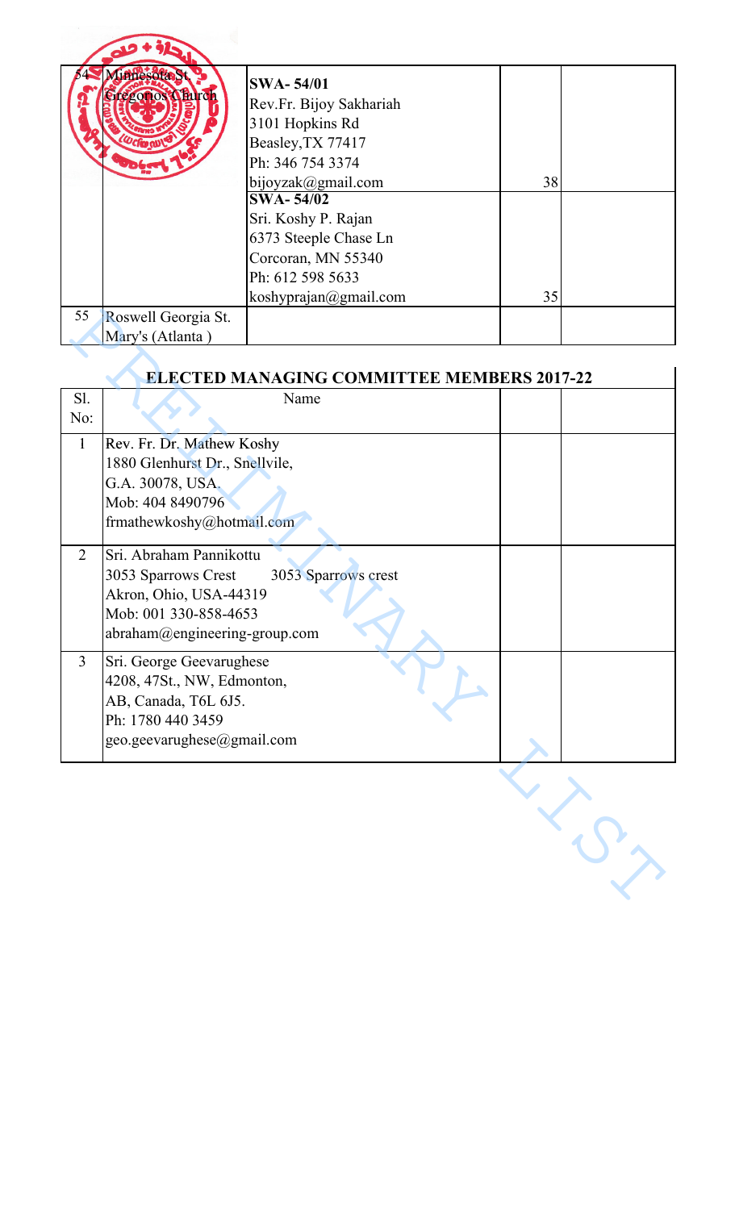| | | | | |
|---|---|---|---|---|
| 54 | Minnesota St. Gregorios Church | **SWA- 54/01**<br>Rev.Fr. Bijoy Sakhariah<br>3101 Hopkins Rd<br>Beasley,TX 77417<br>Ph: 346 754 3374<br>bijoyzak@gmail.com | 38 | |
| | | **SWA- 54/02**<br>Sri. Koshy P. Rajan<br>6373 Steeple Chase Ln<br>Corcoran, MN 55340<br>Ph: 612 598 5633<br>koshyprajan@gmail.com | 35 | |
| 55 | Roswell Georgia St. Mary's (Atlanta ) | | | |

## ELECTED MANAGING COMMITTEE MEMBERS 2017-22

| Sl. No: | Name | | |
|---|---|---|---|
| 1 | Rev. Fr. Dr. Mathew Koshy<br>1880 Glenhurst Dr., Snellvile,<br>G.A. 30078, USA.<br>Mob: 404 8490796<br>frmathewkoshy@hotmail.com | | |
| 2 | Sri. Abraham Pannikottu<br>3053 Sparrows Crest 3053 Sparrows crest<br>Akron, Ohio, USA-44319<br>Mob: 001 330-858-4653<br>abraham@engineering-group.com | | |
| 3 | Sri. George Geevarughese<br>4208, 47St., NW, Edmonton,<br>AB, Canada, T6L 6J5.<br>Ph: 1780 440 3459<br>geo.geevarughese@gmail.com | | |